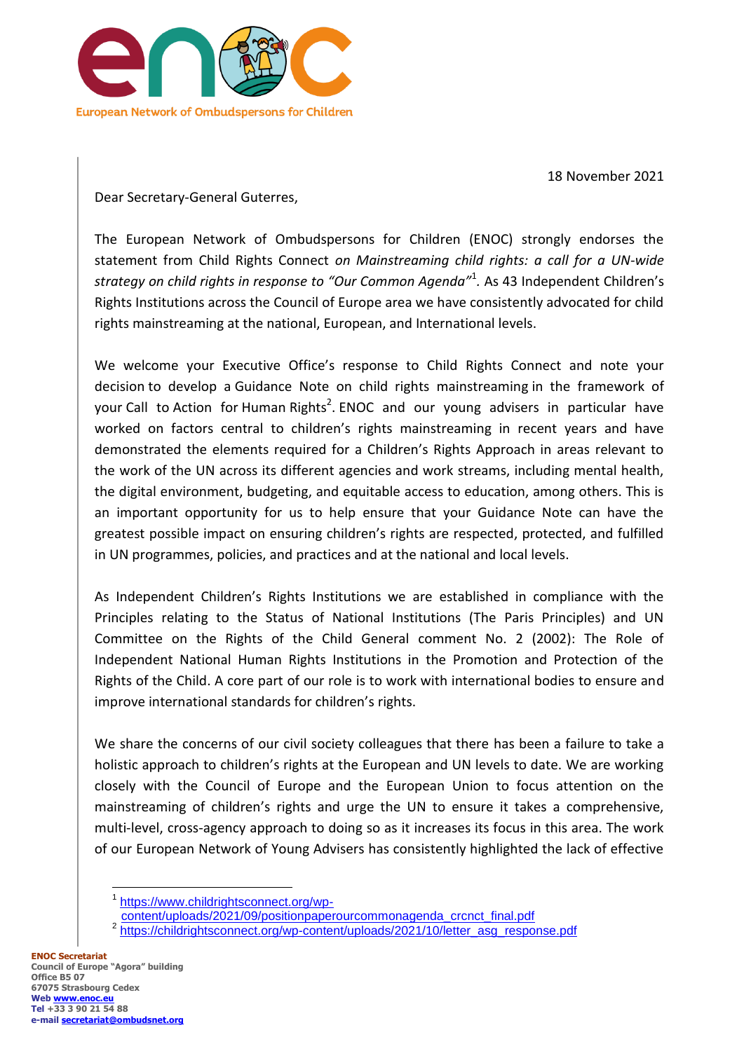European Network of Ombudspersons for Children

18 November 2021

Dear Secretary-General Guterres,

The European Network of Ombudspersons for Children (ENOC) strongly endorses the statement from Child Rights Connect *on Mainstreaming child rights: a call for a UN-wide strategy on child rights in response to "Our Common Agenda"*[1]*.* As 43 Independent Children's Rights Institutions across the Council of Europe area we have consistently advocated for child rights mainstreaming at the national, European, and International levels.

We welcome your Executive Office's response to Child Rights Connect and note your decision to develop a Guidance Note on child rights mainstreaming in the framework of your Call to Action for Human Rights[2]. ENOC and our young advisers in particular have worked on factors central to children's rights mainstreaming in recent years and have demonstrated the elements required for a Children's Rights Approach in areas relevant to the work of the UN across its different agencies and work streams, including mental health, the digital environment, budgeting, and equitable access to education, among others. This is an important opportunity for us to help ensure that your Guidance Note can have the greatest possible impact on ensuring children's rights are respected, protected, and fulfilled in UN programmes, policies, and practices and at the national and local levels.

As Independent Children's Rights Institutions we are established in compliance with the Principles relating to the Status of National Institutions (The Paris Principles) and UN Committee on the Rights of the Child General comment No. 2 (2002): The Role of Independent National Human Rights Institutions in the Promotion and Protection of the Rights of the Child. A core part of our role is to work with international bodies to ensure and improve international standards for children's rights.

We share the concerns of our civil society colleagues that there has been a failure to take a holistic approach to children's rights at the European and UN levels to date. We are working closely with the Council of Europe and the European Union to focus attention on the mainstreaming of children's rights and urge the UN to ensure it takes a comprehensive, multi-level, cross-agency approach to doing so as it increases its focus in this area. The work of our European Network of Young Advisers has consistently highlighted the lack of effective

---

[1] https://www.childrightsconnect.org/wp-content/uploads/2021/09/positionpaperourcommonagenda_crcnct_final.pdf

[2] https://childrightsconnect.org/wp-content/uploads/2021/10/letter_asg_response.pdf

**ENOC Secretariat**
**Council of Europe "Agora" building**
**Office B5 07**
**67075 Strasbourg Cedex**
**Web www.enoc.eu**
**Tel +33 3 90 21 54 88**
**e-mail secretariat@ombudsnet.org**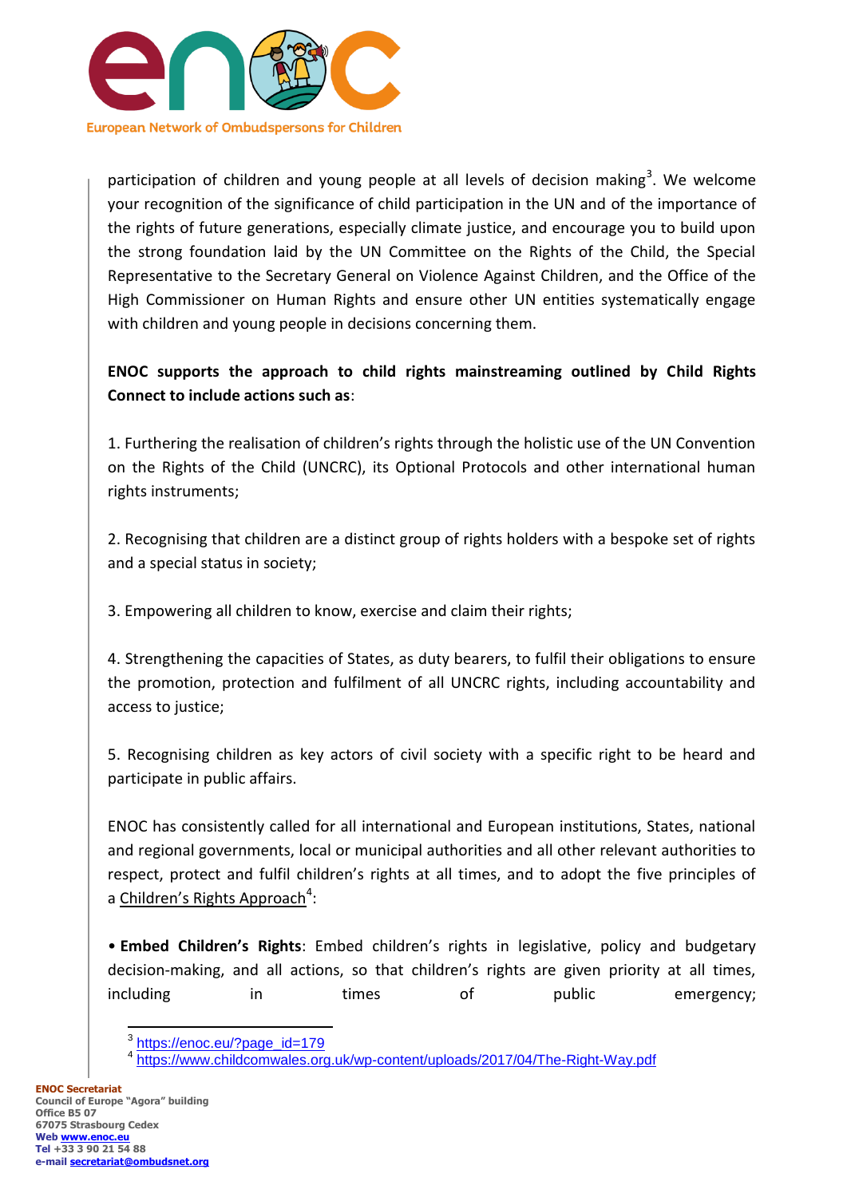participation of children and young people at all levels of decision making[3]. We welcome your recognition of the significance of child participation in the UN and of the importance of the rights of future generations, especially climate justice, and encourage you to build upon the strong foundation laid by the UN Committee on the Rights of the Child, the Special Representative to the Secretary General on Violence Against Children, and the Office of the High Commissioner on Human Rights and ensure other UN entities systematically engage with children and young people in decisions concerning them.

**ENOC supports the approach to child rights mainstreaming outlined by Child Rights Connect to include actions such as**:

1. Furthering the realisation of children's rights through the holistic use of the UN Convention on the Rights of the Child (UNCRC), its Optional Protocols and other international human rights instruments;

2. Recognising that children are a distinct group of rights holders with a bespoke set of rights and a special status in society;

3. Empowering all children to know, exercise and claim their rights;

4. Strengthening the capacities of States, as duty bearers, to fulfil their obligations to ensure the promotion, protection and fulfilment of all UNCRC rights, including accountability and access to justice;

5. Recognising children as key actors of civil society with a specific right to be heard and participate in public affairs.

ENOC has consistently called for all international and European institutions, States, national and regional governments, local or municipal authorities and all other relevant authorities to respect, protect and fulfil children's rights at all times, and to adopt the five principles of a Children's Rights Approach[4]:

• **Embed Children's Rights**: Embed children's rights in legislative, policy and budgetary decision-making, and all actions, so that children's rights are given priority at all times, including in times of public emergency;

---

[3] https://enoc.eu/?page_id=179

[4] https://www.childcomwales.org.uk/wp-content/uploads/2017/04/The-Right-Way.pdf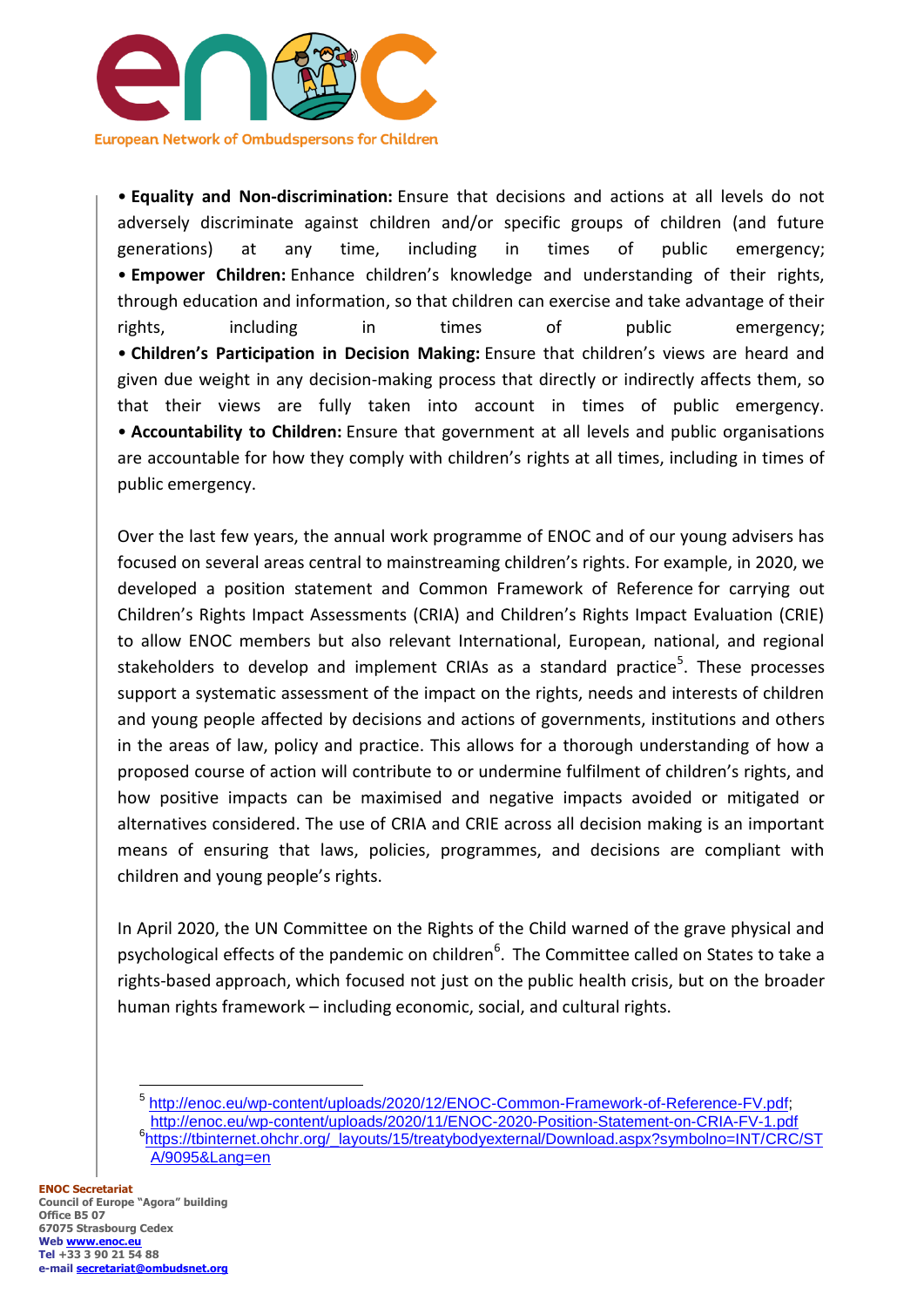- **Equality and Non-discrimination:** Ensure that decisions and actions at all levels do not adversely discriminate against children and/or specific groups of children (and future generations) at any time, including in times of public emergency;
- **Empower Children:** Enhance children's knowledge and understanding of their rights, through education and information, so that children can exercise and take advantage of their rights, including in times of public emergency;
- **Children's Participation in Decision Making:** Ensure that children's views are heard and given due weight in any decision-making process that directly or indirectly affects them, so that their views are fully taken into account in times of public emergency.
- **Accountability to Children:** Ensure that government at all levels and public organisations are accountable for how they comply with children's rights at all times, including in times of public emergency.

Over the last few years, the annual work programme of ENOC and of our young advisers has focused on several areas central to mainstreaming children's rights. For example, in 2020, we developed a position statement and Common Framework of Reference for carrying out Children's Rights Impact Assessments (CRIA) and Children's Rights Impact Evaluation (CRIE) to allow ENOC members but also relevant International, European, national, and regional stakeholders to develop and implement CRIAs as a standard practice[5]. These processes support a systematic assessment of the impact on the rights, needs and interests of children and young people affected by decisions and actions of governments, institutions and others in the areas of law, policy and practice. This allows for a thorough understanding of how a proposed course of action will contribute to or undermine fulfilment of children's rights, and how positive impacts can be maximised and negative impacts avoided or mitigated or alternatives considered. The use of CRIA and CRIE across all decision making is an important means of ensuring that laws, policies, programmes, and decisions are compliant with children and young people's rights.

In April 2020, the UN Committee on the Rights of the Child warned of the grave physical and psychological effects of the pandemic on children[6]. The Committee called on States to take a rights-based approach, which focused not just on the public health crisis, but on the broader human rights framework – including economic, social, and cultural rights.

---

[5] http://enoc.eu/wp-content/uploads/2020/12/ENOC-Common-Framework-of-Reference-FV.pdf; http://enoc.eu/wp-content/uploads/2020/11/ENOC-2020-Position-Statement-on-CRIA-FV-1.pdf

[6] https://tbinternet.ohchr.org/_layouts/15/treatybodyexternal/Download.aspx?symbolno=INT/CRC/STA/9095&Lang=en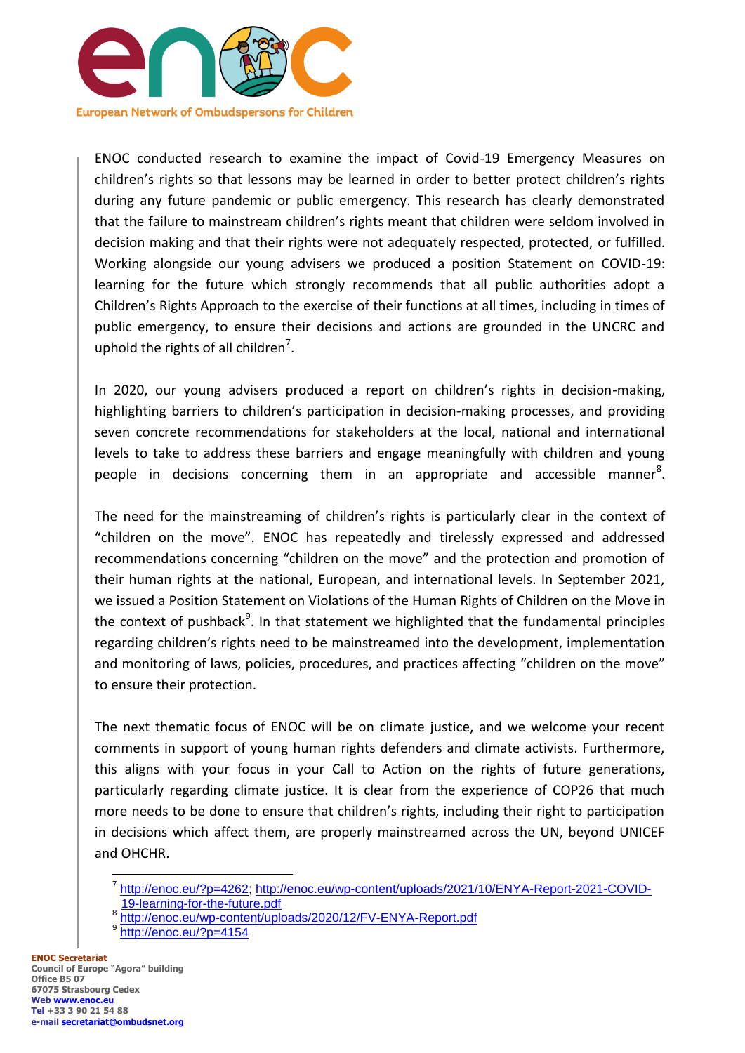ENOC conducted research to examine the impact of Covid-19 Emergency Measures on children's rights so that lessons may be learned in order to better protect children's rights during any future pandemic or public emergency. This research has clearly demonstrated that the failure to mainstream children's rights meant that children were seldom involved in decision making and that their rights were not adequately respected, protected, or fulfilled. Working alongside our young advisers we produced a position Statement on COVID-19: learning for the future which strongly recommends that all public authorities adopt a Children's Rights Approach to the exercise of their functions at all times, including in times of public emergency, to ensure their decisions and actions are grounded in the UNCRC and uphold the rights of all children[7].

In 2020, our young advisers produced a report on children's rights in decision-making, highlighting barriers to children's participation in decision-making processes, and providing seven concrete recommendations for stakeholders at the local, national and international levels to take to address these barriers and engage meaningfully with children and young people in decisions concerning them in an appropriate and accessible manner[8].

The need for the mainstreaming of children's rights is particularly clear in the context of "children on the move". ENOC has repeatedly and tirelessly expressed and addressed recommendations concerning "children on the move" and the protection and promotion of their human rights at the national, European, and international levels. In September 2021, we issued a Position Statement on Violations of the Human Rights of Children on the Move in the context of pushback[9]. In that statement we highlighted that the fundamental principles regarding children's rights need to be mainstreamed into the development, implementation and monitoring of laws, policies, procedures, and practices affecting "children on the move" to ensure their protection.

The next thematic focus of ENOC will be on climate justice, and we welcome your recent comments in support of young human rights defenders and climate activists. Furthermore, this aligns with your focus in your Call to Action on the rights of future generations, particularly regarding climate justice. It is clear from the experience of COP26 that much more needs to be done to ensure that children's rights, including their right to participation in decisions which affect them, are properly mainstreamed across the UN, beyond UNICEF and OHCHR.

---

[7] http://enoc.eu/?p=4262; http://enoc.eu/wp-content/uploads/2021/10/ENYA-Report-2021-COVID-19-learning-for-the-future.pdf

[8] http://enoc.eu/wp-content/uploads/2020/12/FV-ENYA-Report.pdf

[9] http://enoc.eu/?p=4154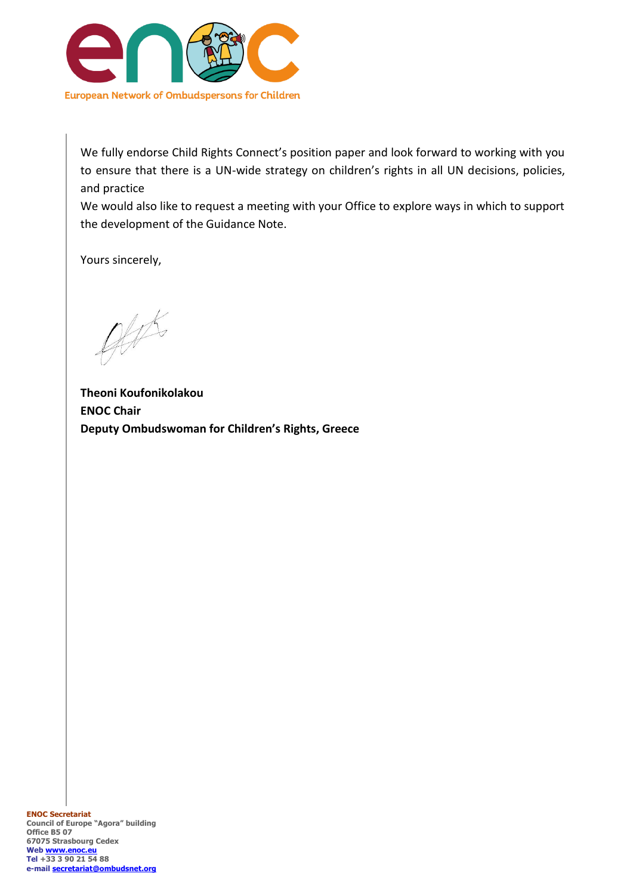We fully endorse Child Rights Connect's position paper and look forward to working with you to ensure that there is a UN-wide strategy on children's rights in all UN decisions, policies, and practice

We would also like to request a meeting with your Office to explore ways in which to support the development of the Guidance Note.

Yours sincerely,

**Theoni Koufonikolakou**
**ENOC Chair**
**Deputy Ombudswoman for Children's Rights, Greece**

**ENOC Secretariat**
**Council of Europe "Agora" building**
**Office B5 07**
**67075 Strasbourg Cedex**
**Web www.enoc.eu**
**Tel +33 3 90 21 54 88**
**e-mail secretariat@ombudsnet.org**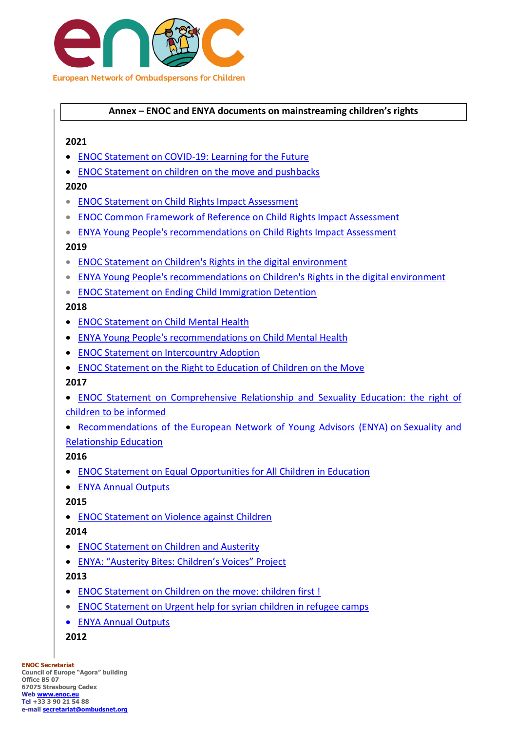**Annex – ENOC and ENYA documents on mainstreaming children's rights**

**2021**

- ENOC Statement on COVID-19: Learning for the Future
- ENOC Statement on children on the move and pushbacks

**2020**

- ENOC Statement on Child Rights Impact Assessment
- ENOC Common Framework of Reference on Child Rights Impact Assessment
- ENYA Young People's recommendations on Child Rights Impact Assessment

**2019**

- ENOC Statement on Children's Rights in the digital environment
- ENYA Young People's recommendations on Children's Rights in the digital environment
- ENOC Statement on Ending Child Immigration Detention

**2018**

- ENOC Statement on Child Mental Health
- ENYA Young People's recommendations on Child Mental Health
- ENOC Statement on Intercountry Adoption
- ENOC Statement on the Right to Education of Children on the Move

**2017**

- ENOC Statement on Comprehensive Relationship and Sexuality Education: the right of children to be informed
- Recommendations of the European Network of Young Advisors (ENYA) on Sexuality and Relationship Education

**2016**

- ENOC Statement on Equal Opportunities for All Children in Education
- ENYA Annual Outputs

**2015**

- ENOC Statement on Violence against Children

**2014**

- ENOC Statement on Children and Austerity
- ENYA: "Austerity Bites: Children's Voices" Project

**2013**

- ENOC Statement on Children on the move: children first !
- ENOC Statement on Urgent help for syrian children in refugee camps
- ENYA Annual Outputs

**2012**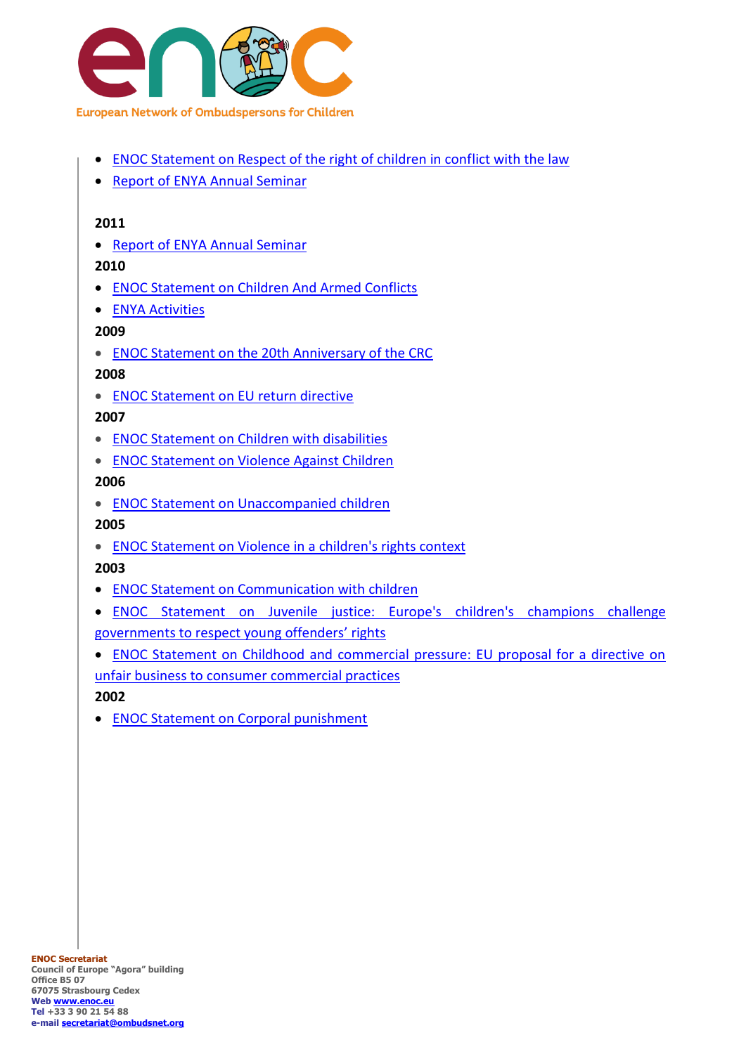- ENOC Statement on Respect of the right of children in conflict with the law
- Report of ENYA Annual Seminar

**2011**

- Report of ENYA Annual Seminar

**2010**

- ENOC Statement on Children And Armed Conflicts
- ENYA Activities

**2009**

- ENOC Statement on the 20th Anniversary of the CRC

**2008**

- ENOC Statement on EU return directive

**2007**

- ENOC Statement on Children with disabilities
- ENOC Statement on Violence Against Children

**2006**

- ENOC Statement on Unaccompanied children

**2005**

- ENOC Statement on Violence in a children's rights context

**2003**

- ENOC Statement on Communication with children
- ENOC Statement on Juvenile justice: Europe's children's champions challenge governments to respect young offenders' rights
- ENOC Statement on Childhood and commercial pressure: EU proposal for a directive on unfair business to consumer commercial practices

**2002**

- ENOC Statement on Corporal punishment

**ENOC Secretariat**
Council of Europe "Agora" building
Office B5 07
67075 Strasbourg Cedex
Web www.enoc.eu
Tel +33 3 90 21 54 88
e-mail secretariat@ombudsnet.org